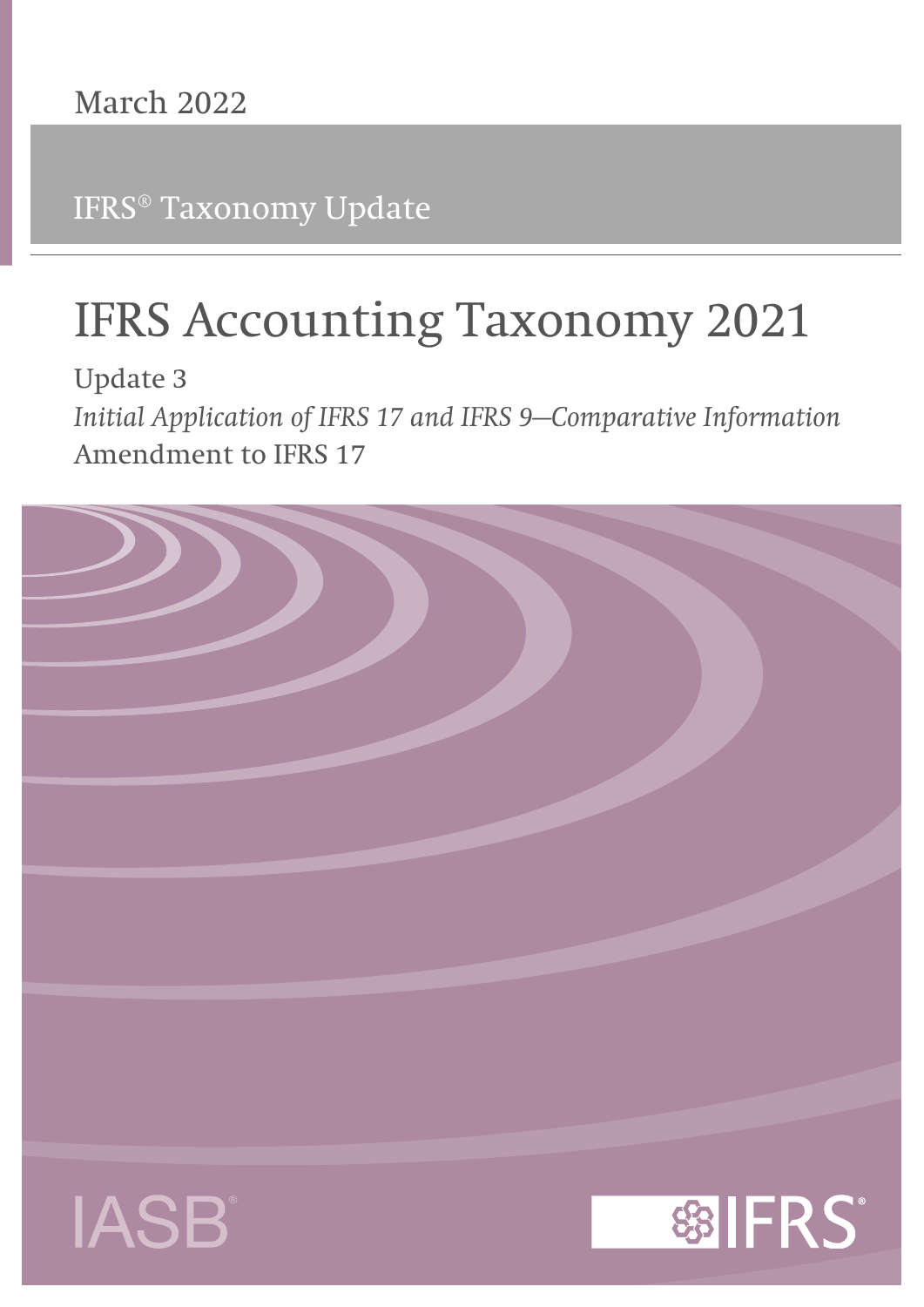March 2022

IFRS® Taxonomy Update

# IFRS Accounting Taxonomy 2021

Update 3

*Initial Application of IFRS 17 and IFRS 9—Comparative Information*

Amendment to IFRS 17

IASB®

IFRS®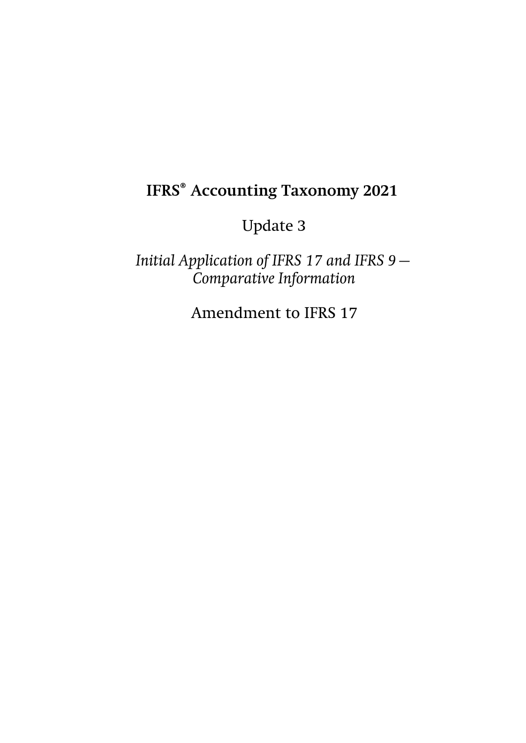# IFRS® Accounting Taxonomy 2021

Update 3

*Initial Application of IFRS 17 and IFRS 9 — Comparative Information*

Amendment to IFRS 17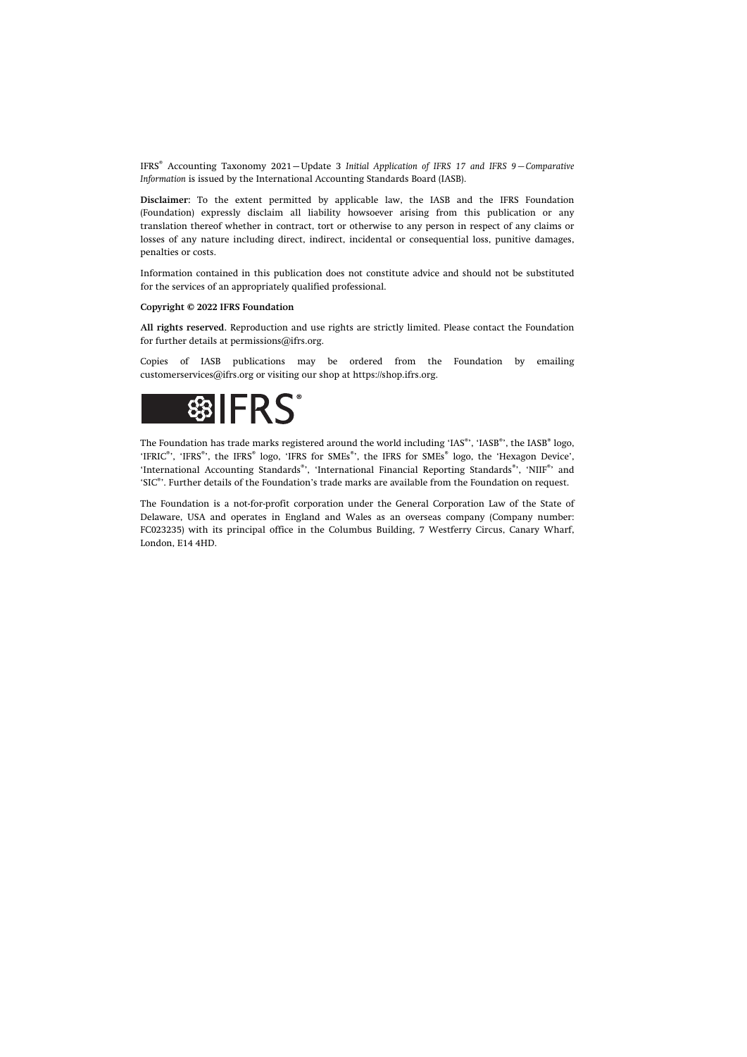IFRS® Accounting Taxonomy 2021—Update 3 *Initial Application of IFRS 17 and IFRS 9—Comparative Information* is issued by the International Accounting Standards Board (IASB).

**Disclaimer:** To the extent permitted by applicable law, the IASB and the IFRS Foundation (Foundation) expressly disclaim all liability howsoever arising from this publication or any translation thereof whether in contract, tort or otherwise to any person in respect of any claims or losses of any nature including direct, indirect, incidental or consequential loss, punitive damages, penalties or costs.

Information contained in this publication does not constitute advice and should not be substituted for the services of an appropriately qualified professional.

**Copyright © 2022 IFRS Foundation**

**All rights reserved.** Reproduction and use rights are strictly limited. Please contact the Foundation for further details at permissions@ifrs.org.

Copies of IASB publications may be ordered from the Foundation by emailing customerservices@ifrs.org or visiting our shop at https://shop.ifrs.org.

The Foundation has trade marks registered around the world including 'IAS®', 'IASB®', the IASB® logo, 'IFRIC®', 'IFRS®', the IFRS® logo, 'IFRS for SMEs®', the IFRS for SMEs® logo, the 'Hexagon Device', 'International Accounting Standards®', 'International Financial Reporting Standards®', 'NIIF®' and 'SIC®'. Further details of the Foundation's trade marks are available from the Foundation on request.

The Foundation is a not-for-profit corporation under the General Corporation Law of the State of Delaware, USA and operates in England and Wales as an overseas company (Company number: FC023235) with its principal office in the Columbus Building, 7 Westferry Circus, Canary Wharf, London, E14 4HD.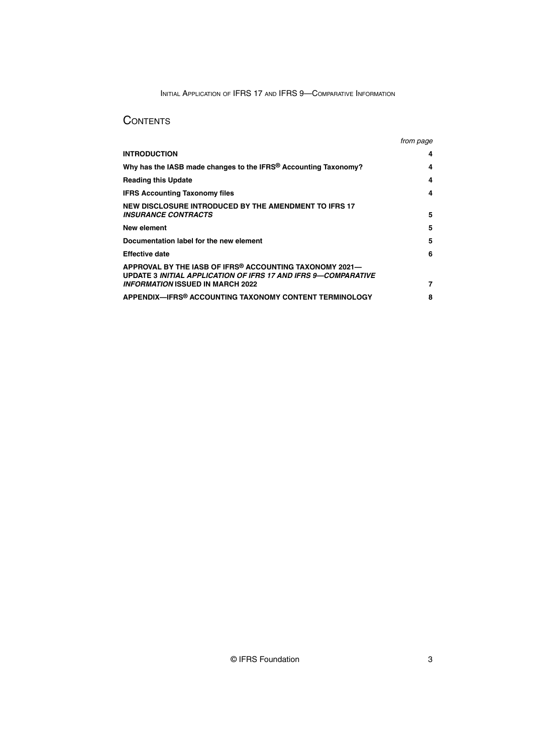# CONTENTS

| | from page |
|---|---|
| **INTRODUCTION** | **4** |
| **Why has the IASB made changes to the IFRS® Accounting Taxonomy?** | **4** |
| **Reading this Update** | **4** |
| **IFRS Accounting Taxonomy files** | **4** |
| **NEW DISCLOSURE INTRODUCED BY THE AMENDMENT TO IFRS 17 *INSURANCE CONTRACTS*** | **5** |
| **New element** | **5** |
| **Documentation label for the new element** | **5** |
| **Effective date** | **6** |
| **APPROVAL BY THE IASB OF IFRS® ACCOUNTING TAXONOMY 2021—UPDATE 3 *INITIAL APPLICATION OF IFRS 17 AND IFRS 9—COMPARATIVE INFORMATION* ISSUED IN MARCH 2022** | **7** |
| **APPENDIX—IFRS® ACCOUNTING TAXONOMY CONTENT TERMINOLOGY** | **8** |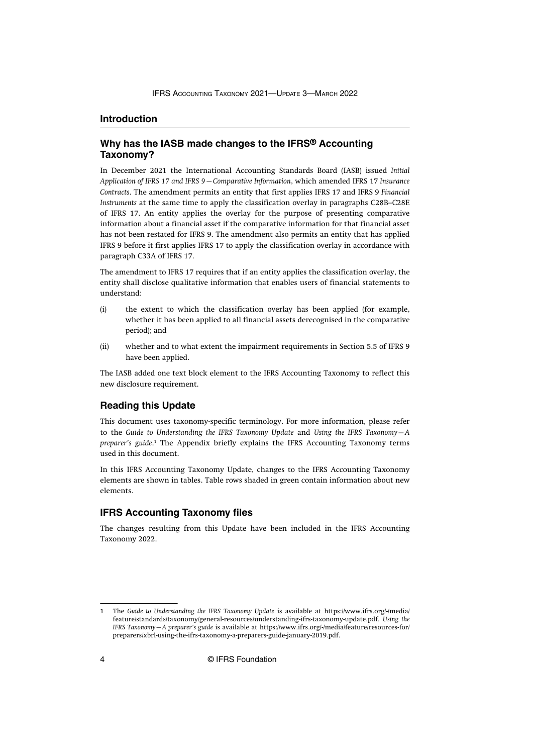## Introduction

### Why has the IASB made changes to the IFRS® Accounting Taxonomy?

In December 2021 the International Accounting Standards Board (IASB) issued *Initial Application of IFRS 17 and IFRS 9—Comparative Information*, which amended IFRS 17 *Insurance Contracts*. The amendment permits an entity that first applies IFRS 17 and IFRS 9 *Financial Instruments* at the same time to apply the classification overlay in paragraphs C28B–C28E of IFRS 17. An entity applies the overlay for the purpose of presenting comparative information about a financial asset if the comparative information for that financial asset has not been restated for IFRS 9. The amendment also permits an entity that has applied IFRS 9 before it first applies IFRS 17 to apply the classification overlay in accordance with paragraph C33A of IFRS 17.

The amendment to IFRS 17 requires that if an entity applies the classification overlay, the entity shall disclose qualitative information that enables users of financial statements to understand:

(i) the extent to which the classification overlay has been applied (for example, whether it has been applied to all financial assets derecognised in the comparative period); and

(ii) whether and to what extent the impairment requirements in Section 5.5 of IFRS 9 have been applied.

The IASB added one text block element to the IFRS Accounting Taxonomy to reflect this new disclosure requirement.

### Reading this Update

This document uses taxonomy-specific terminology. For more information, please refer to the *Guide to Understanding the IFRS Taxonomy Update* and *Using the IFRS Taxonomy—A preparer's guide*.[1] The Appendix briefly explains the IFRS Accounting Taxonomy terms used in this document.

In this IFRS Accounting Taxonomy Update, changes to the IFRS Accounting Taxonomy elements are shown in tables. Table rows shaded in green contain information about new elements.

### IFRS Accounting Taxonomy files

The changes resulting from this Update have been included in the IFRS Accounting Taxonomy 2022.

---

1 The *Guide to Understanding the IFRS Taxonomy Update* is available at https://www.ifrs.org/-/media/feature/standards/taxonomy/general-resources/understanding-ifrs-taxonomy-update.pdf. *Using the IFRS Taxonomy—A preparer's guide* is available at https://www.ifrs.org/-/media/feature/resources-for/preparers/xbrl-using-the-ifrs-taxonomy-a-preparers-guide-january-2019.pdf.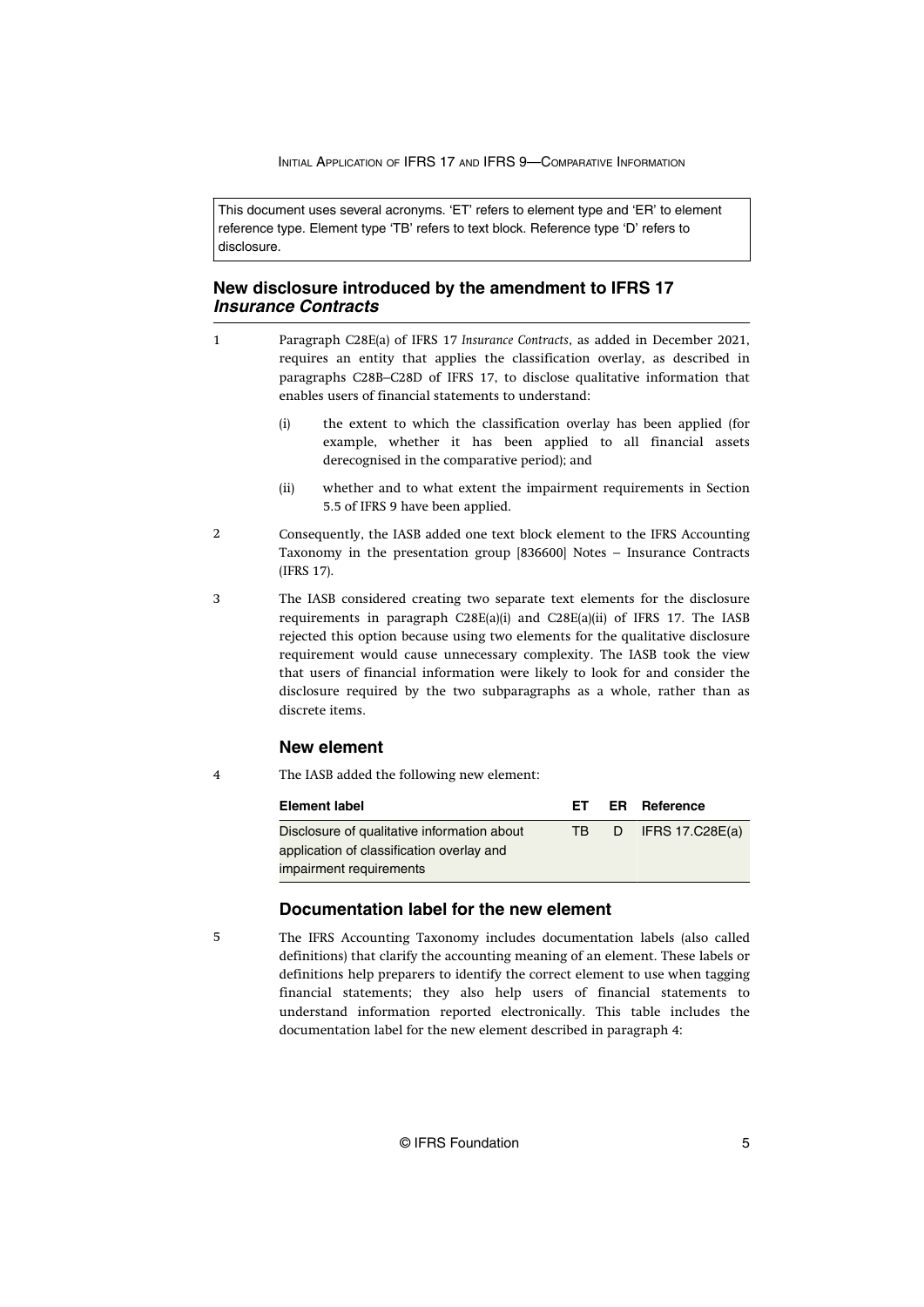This document uses several acronyms. 'ET' refers to element type and 'ER' to element reference type. Element type 'TB' refers to text block. Reference type 'D' refers to disclosure.

## New disclosure introduced by the amendment to IFRS 17 *Insurance Contracts*

1 Paragraph C28E(a) of IFRS 17 *Insurance Contracts*, as added in December 2021, requires an entity that applies the classification overlay, as described in paragraphs C28B–C28D of IFRS 17, to disclose qualitative information that enables users of financial statements to understand:

   (i) the extent to which the classification overlay has been applied (for example, whether it has been applied to all financial assets derecognised in the comparative period); and

   (ii) whether and to what extent the impairment requirements in Section 5.5 of IFRS 9 have been applied.

2 Consequently, the IASB added one text block element to the IFRS Accounting Taxonomy in the presentation group [836600] Notes – Insurance Contracts (IFRS 17).

3 The IASB considered creating two separate text elements for the disclosure requirements in paragraph C28E(a)(i) and C28E(a)(ii) of IFRS 17. The IASB rejected this option because using two elements for the qualitative disclosure requirement would cause unnecessary complexity. The IASB took the view that users of financial information were likely to look for and consider the disclosure required by the two subparagraphs as a whole, rather than as discrete items.

### New element

4 The IASB added the following new element:

| Element label | ET | ER | Reference |
|---|---|---|---|
| Disclosure of qualitative information about application of classification overlay and impairment requirements | TB | D | IFRS 17.C28E(a) |

### Documentation label for the new element

5 The IFRS Accounting Taxonomy includes documentation labels (also called definitions) that clarify the accounting meaning of an element. These labels or definitions help preparers to identify the correct element to use when tagging financial statements; they also help users of financial statements to understand information reported electronically. This table includes the documentation label for the new element described in paragraph 4: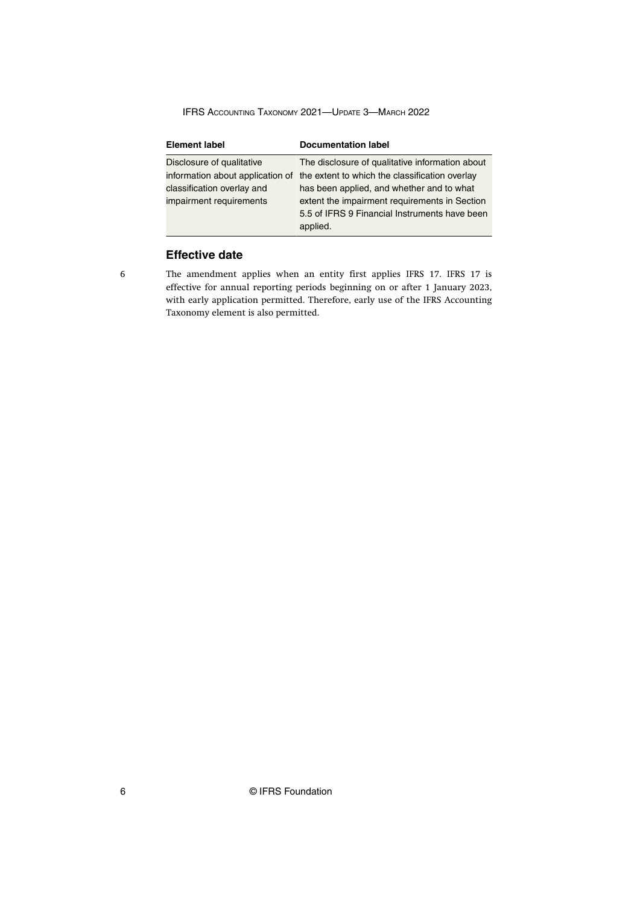| Element label | Documentation label |
| --- | --- |
| Disclosure of qualitative information about application of classification overlay and impairment requirements | The disclosure of qualitative information about the extent to which the classification overlay has been applied, and whether and to what extent the impairment requirements in Section 5.5 of IFRS 9 Financial Instruments have been applied. |

## Effective date

6 The amendment applies when an entity first applies IFRS 17. IFRS 17 is effective for annual reporting periods beginning on or after 1 January 2023, with early application permitted. Therefore, early use of the IFRS Accounting Taxonomy element is also permitted.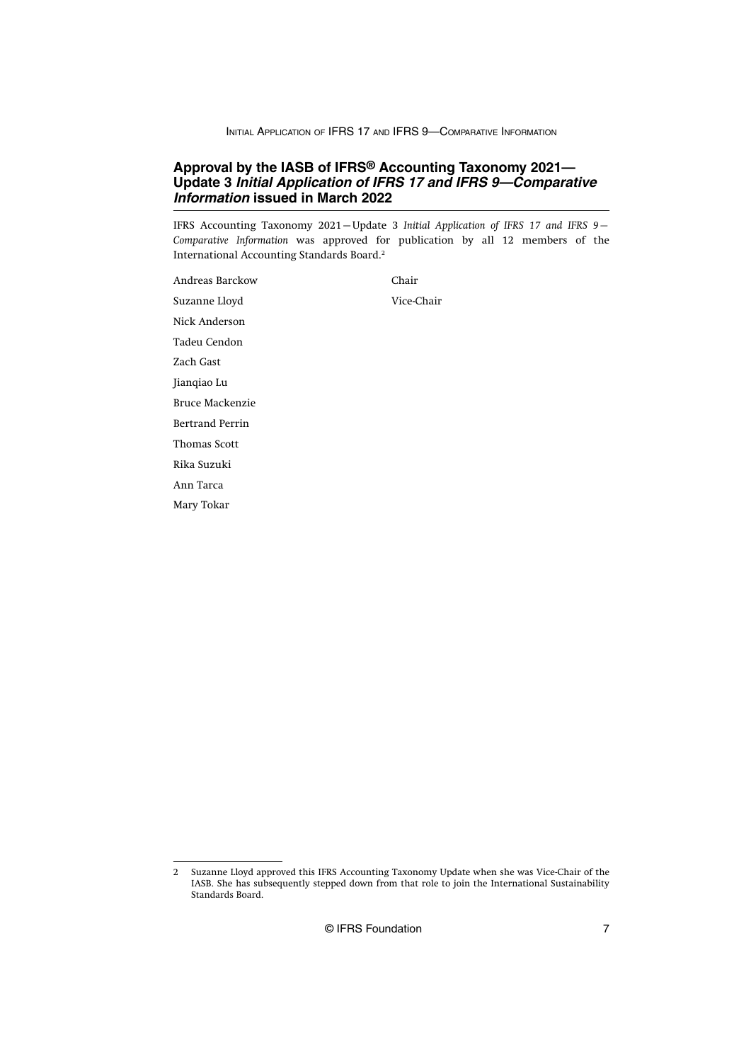## Approval by the IASB of IFRS® Accounting Taxonomy 2021—Update 3 *Initial Application of IFRS 17 and IFRS 9—Comparative Information* issued in March 2022

IFRS Accounting Taxonomy 2021—Update 3 *Initial Application of IFRS 17 and IFRS 9—Comparative Information* was approved for publication by all 12 members of the International Accounting Standards Board.[2]

| | |
|---|---|
| Andreas Barckow | Chair |
| Suzanne Lloyd | Vice-Chair |
| Nick Anderson | |
| Tadeu Cendon | |
| Zach Gast | |
| Jianqiao Lu | |
| Bruce Mackenzie | |
| Bertrand Perrin | |
| Thomas Scott | |
| Rika Suzuki | |
| Ann Tarca | |
| Mary Tokar | |

---

2 Suzanne Lloyd approved this IFRS Accounting Taxonomy Update when she was Vice-Chair of the IASB. She has subsequently stepped down from that role to join the International Sustainability Standards Board.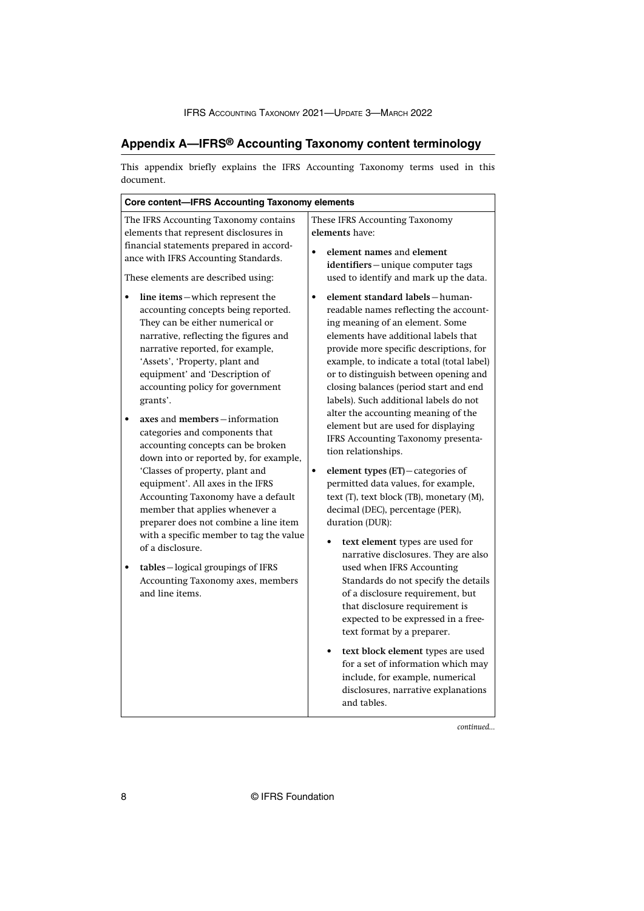## Appendix A—IFRS® Accounting Taxonomy content terminology

This appendix briefly explains the IFRS Accounting Taxonomy terms used in this document.

**Core content—IFRS Accounting Taxonomy elements**

The IFRS Accounting Taxonomy contains elements that represent disclosures in financial statements prepared in accordance with IFRS Accounting Standards.

These elements are described using:

- **line items**—which represent the accounting concepts being reported. They can be either numerical or narrative, reflecting the figures and narrative reported, for example, 'Assets', 'Property, plant and equipment' and 'Description of accounting policy for government grants'.
- **axes** and **members**—information categories and components that accounting concepts can be broken down into or reported by, for example, 'Classes of property, plant and equipment'. All axes in the IFRS Accounting Taxonomy have a default member that applies whenever a preparer does not combine a line item with a specific member to tag the value of a disclosure.
- **tables**—logical groupings of IFRS Accounting Taxonomy axes, members and line items.

These IFRS Accounting Taxonomy **elements** have:

- **element names** and **element identifiers**—unique computer tags used to identify and mark up the data.
- **element standard labels**—human-readable names reflecting the accounting meaning of an element. Some elements have additional labels that provide more specific descriptions, for example, to indicate a total (total label) or to distinguish between opening and closing balances (period start and end labels). Such additional labels do not alter the accounting meaning of the element but are used for displaying IFRS Accounting Taxonomy presentation relationships.
- **element types (ET)**—categories of permitted data values, for example, text (T), text block (TB), monetary (M), decimal (DEC), percentage (PER), duration (DUR):
  - **text element** types are used for narrative disclosures. They are also used when IFRS Accounting Standards do not specify the details of a disclosure requirement, but that disclosure requirement is expected to be expressed in a free-text format by a preparer.
  - **text block element** types are used for a set of information which may include, for example, numerical disclosures, narrative explanations and tables.

*continued...*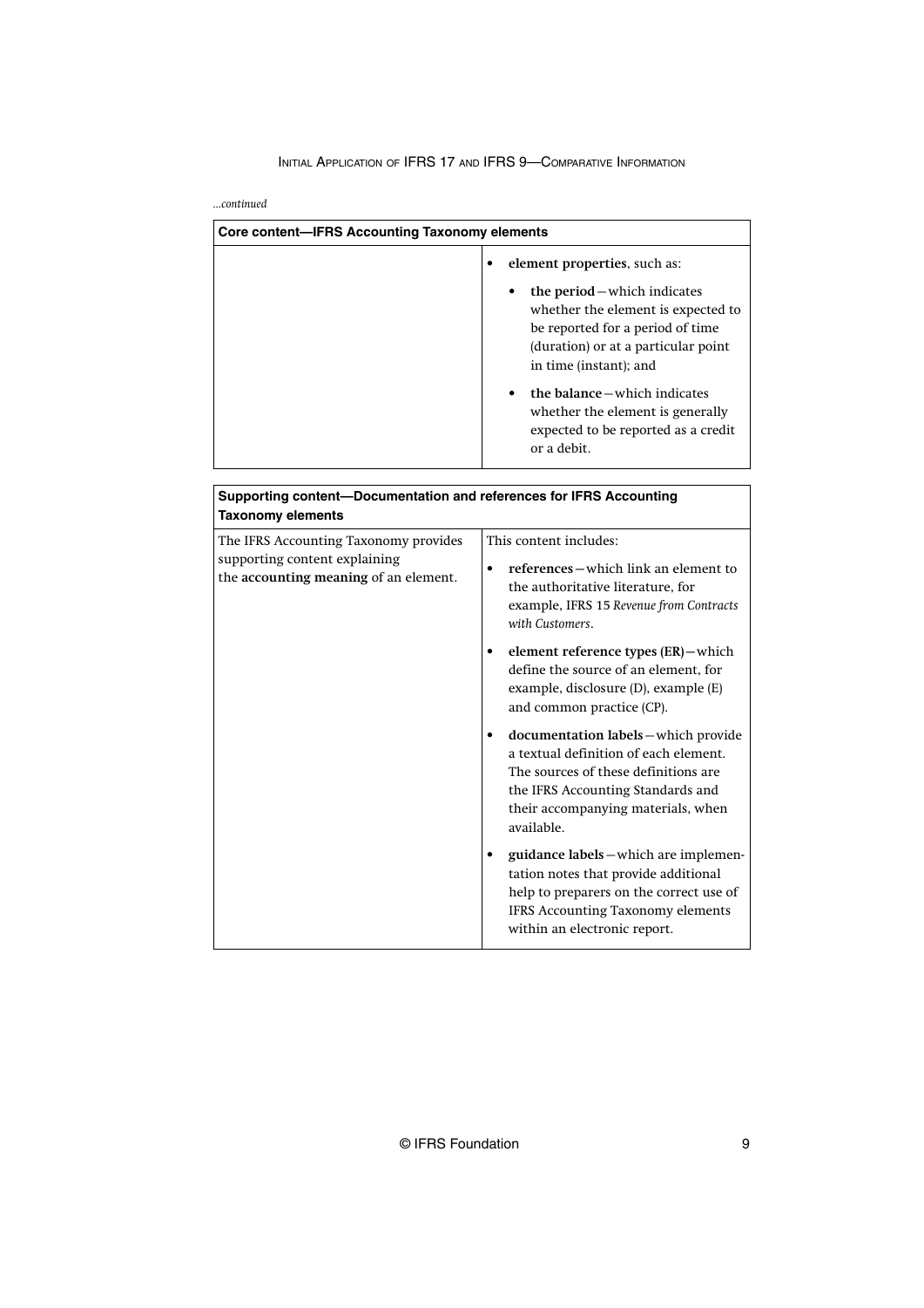*...continued*

| Core content—IFRS Accounting Taxonomy elements | |
|---|---|
| | • **element properties**, such as:<br>• **the period**—which indicates whether the element is expected to be reported for a period of time (duration) or at a particular point in time (instant); and<br>• **the balance**—which indicates whether the element is generally expected to be reported as a credit or a debit. |

| Supporting content—Documentation and references for IFRS Accounting Taxonomy elements | |
|---|---|
| The IFRS Accounting Taxonomy provides supporting content explaining the **accounting meaning** of an element. | This content includes:<br>• **references**—which link an element to the authoritative literature, for example, IFRS 15 *Revenue from Contracts with Customers*.<br>• **element reference types (ER)**—which define the source of an element, for example, disclosure (D), example (E) and common practice (CP).<br>• **documentation labels**—which provide a textual definition of each element. The sources of these definitions are the IFRS Accounting Standards and their accompanying materials, when available.<br>• **guidance labels**—which are implementation notes that provide additional help to preparers on the correct use of IFRS Accounting Taxonomy elements within an electronic report. |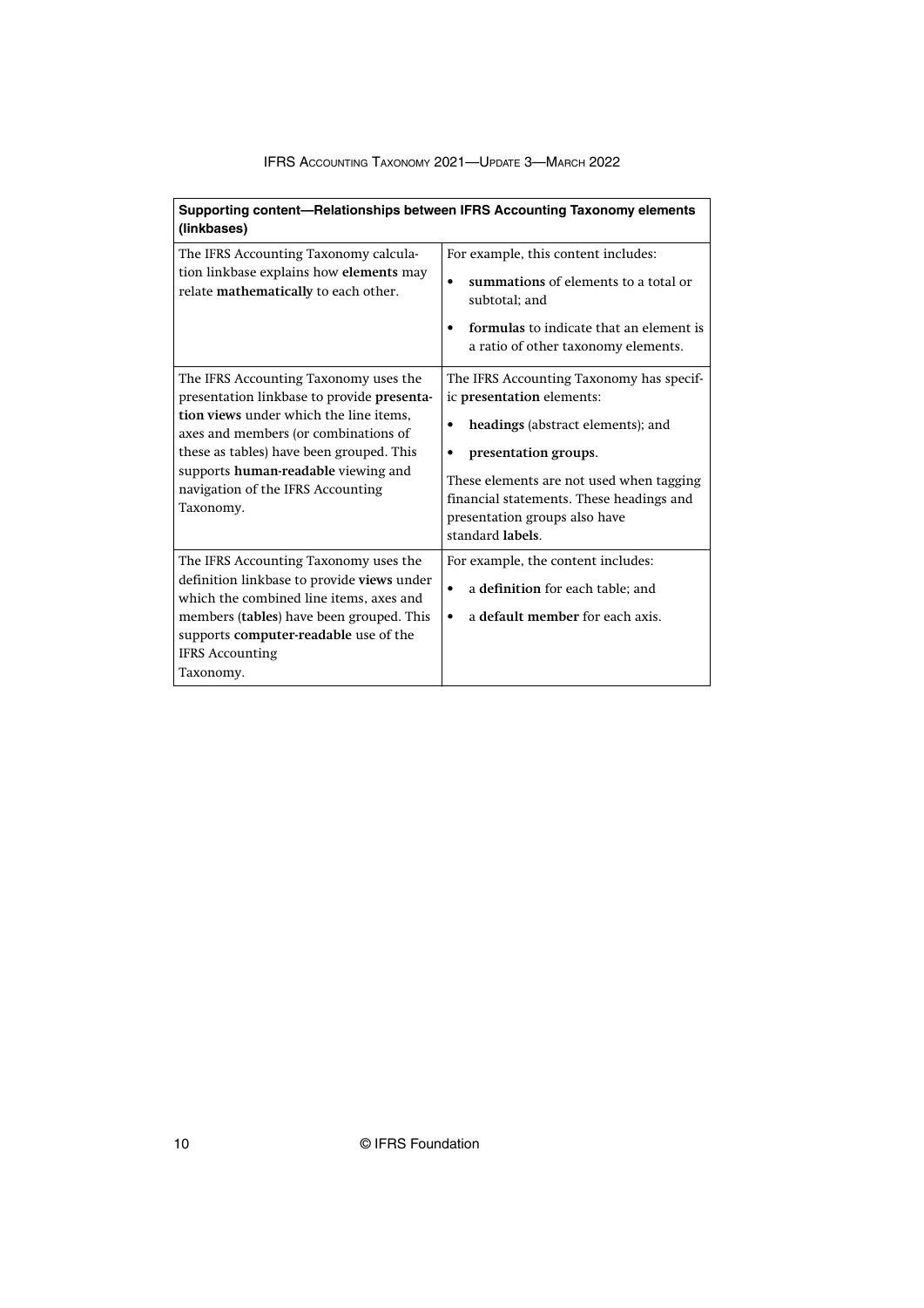| Supporting content—Relationships between IFRS Accounting Taxonomy elements (linkbases) | |
|---|---|
| The IFRS Accounting Taxonomy calculation linkbase explains how **elements** may relate **mathematically** to each other. | For example, this content includes:<br>• **summations** of elements to a total or subtotal; and<br>• **formulas** to indicate that an element is a ratio of other taxonomy elements. |
| The IFRS Accounting Taxonomy uses the presentation linkbase to provide **presentation views** under which the line items, axes and members (or combinations of these as tables) have been grouped. This supports **human-readable** viewing and navigation of the IFRS Accounting Taxonomy. | The IFRS Accounting Taxonomy has specific **presentation** elements:<br>• **headings** (abstract elements); and<br>• **presentation groups**.<br>These elements are not used when tagging financial statements. These headings and presentation groups also have standard **labels**. |
| The IFRS Accounting Taxonomy uses the definition linkbase to provide **views** under which the combined line items, axes and members (**tables**) have been grouped. This supports **computer-readable** use of the IFRS Accounting Taxonomy. | For example, the content includes:<br>• a **definition** for each table; and<br>• a **default member** for each axis. |